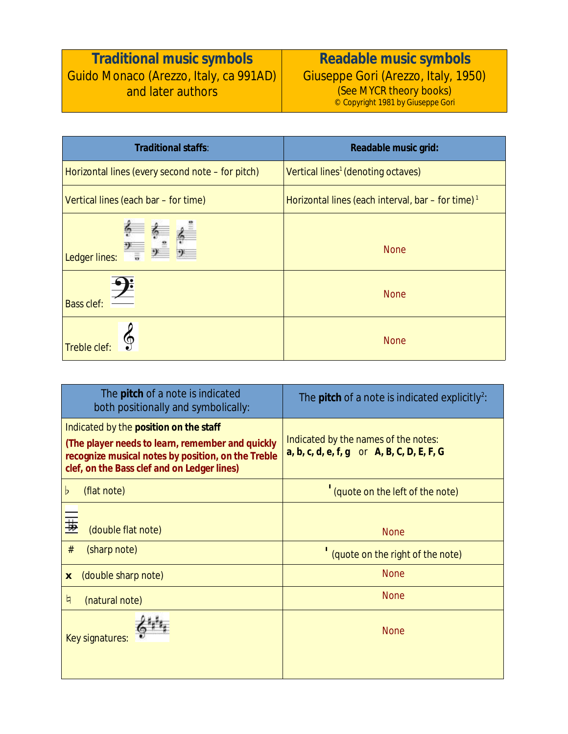| **Traditional music symbols**<br>Guido Monaco (Arezzo, Italy, ca 991AD)<br>and later authors | **Readable music symbols**<br>Giuseppe Gori (Arezzo, Italy, 1950)<br>(See MYCR theory books)<br>© Copyright 1981 by Giuseppe Gori |
|---|---|

| **Traditional staffs**: | **Readable music grid:** |
|---|---|
| Horizontal lines (every second note – for pitch) | Vertical lines[1] (denoting octaves) |
| Vertical lines (each bar – for time) | Horizontal lines (each interval, bar – for time) [1] |
| Ledger lines: | None |
| Bass clef: | None |
| Treble clef: | None |

| The **pitch** of a note is indicated both positionally and symbolically: | The **pitch** of a note is indicated explicitly[2]: |
|---|---|
| Indicated by the **position on the staff**<br>**(The player needs to learn, remember and quickly recognize musical notes by position, on the Treble clef, on the Bass clef and on Ledger lines)** | Indicated by the names of the notes:<br>**a, b, c, d, e, f, g** or **A, B, C, D, E, F, G** |
| ♭ (flat note) | ' (quote on the left of the note) |
| 𝄫 (double flat note) | None |
| # (sharp note) | ' (quote on the right of the note) |
| **x** (double sharp note) | None |
| ♮ (natural note) | None |
| Key signatures: | None |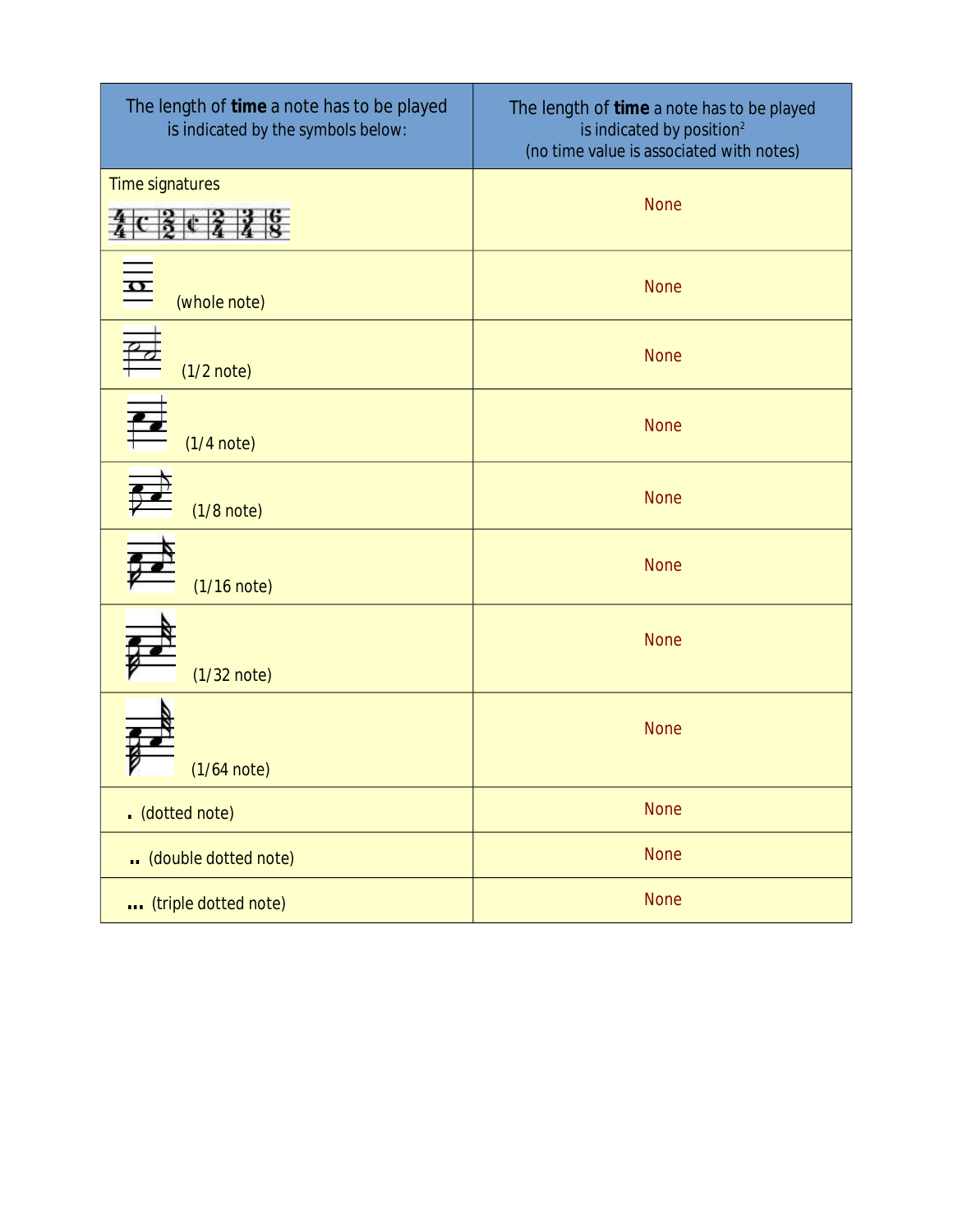| The length of **time** a note has to be played is indicated by the symbols below: | The length of **time** a note has to be played is indicated by position[2] (no time value is associated with notes) |
|---|---|
| Time signatures | None |
| (whole note) | None |
| (1/2 note) | None |
| (1/4 note) | None |
| (1/8 note) | None |
| (1/16 note) | None |
| (1/32 note) | None |
| (1/64 note) | None |
| . (dotted note) | None |
| .. (double dotted note) | None |
| ... (triple dotted note) | None |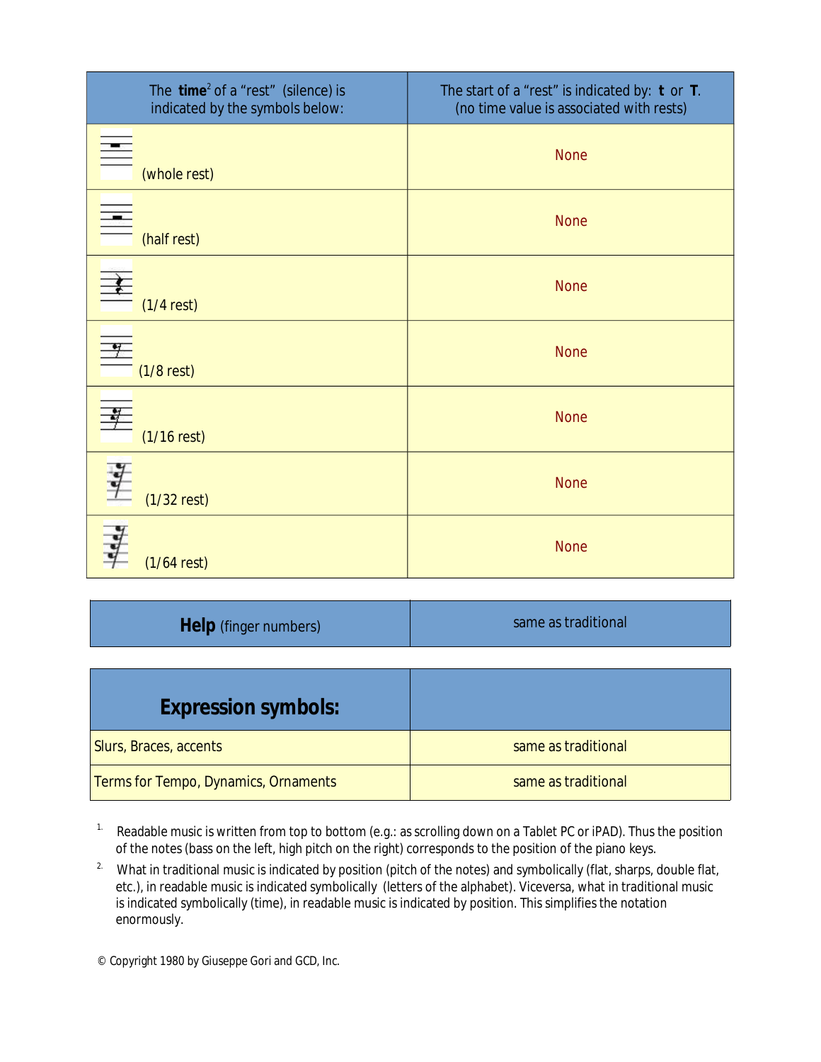| The **time**[2] of a "rest" (silence) is indicated by the symbols below: | The start of a "rest" is indicated by: **t** or **T**. (no time value is associated with rests) |
|---|---|
| (whole rest) | None |
| (half rest) | None |
| (1/4 rest) | None |
| (1/8 rest) | None |
| (1/16 rest) | None |
| (1/32 rest) | None |
| (1/64 rest) | None |

| **Help** (finger numbers) | same as traditional |
|---|---|

| **Expression symbols:** | |
|---|---|
| Slurs, Braces, accents | same as traditional |
| Terms for Tempo, Dynamics, Ornaments | same as traditional |

1. Readable music is written from top to bottom (e.g.: as scrolling down on a Tablet PC or iPAD). Thus the position of the notes (bass on the left, high pitch on the right) corresponds to the position of the piano keys.
2. What in traditional music is indicated by position (pitch of the notes) and symbolically (flat, sharps, double flat, etc.), in readable music is indicated symbolically (letters of the alphabet). Viceversa, what in traditional music is indicated symbolically (time), in readable music is indicated by position. This simplifies the notation enormously.

© Copyright 1980 by Giuseppe Gori and GCD, Inc.